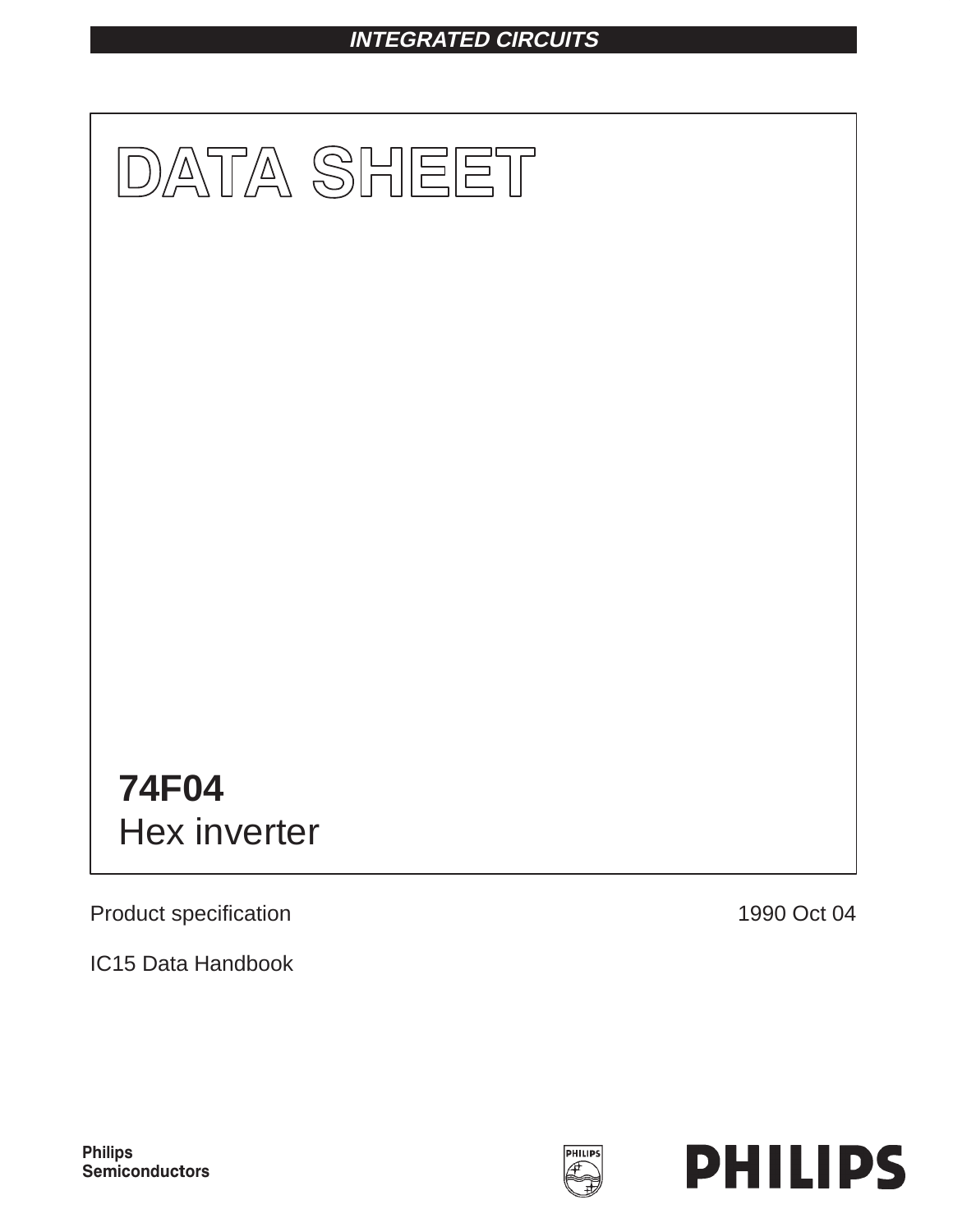INTEGRATED CIRCUITS

# DATA SHEET

# 74F04
## Hex inverter

Product specification

1990 Oct 04

IC15 Data Handbook

Philips Semiconductors

PHILIPS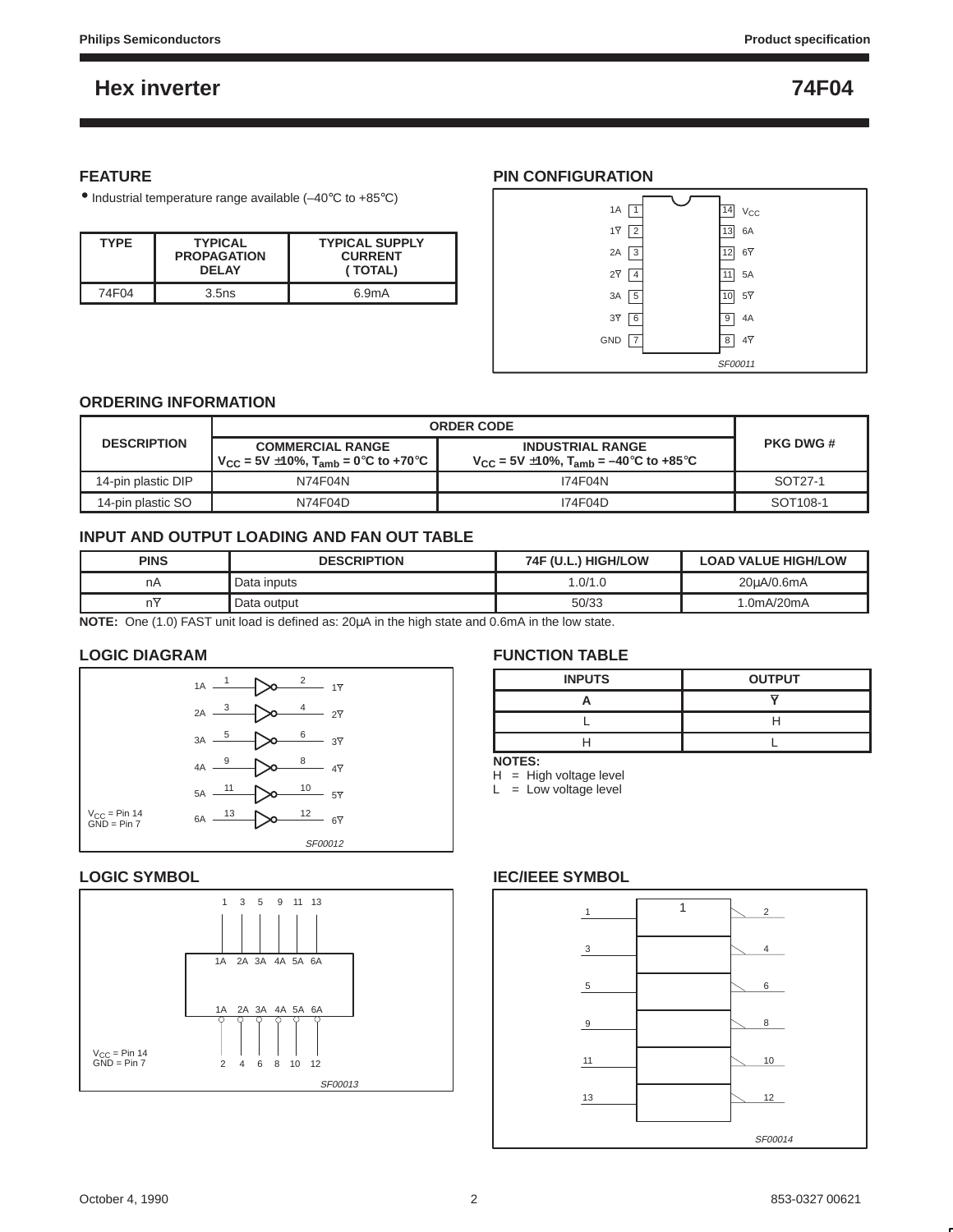# Hex inverter — 74F04

## FEATURE

- Industrial temperature range available (–40°C to +85°C)

| TYPE | TYPICAL PROPAGATION DELAY | TYPICAL SUPPLY CURRENT ( TOTAL) |
|---|---|---|
| 74F04 | 3.5ns | 6.9mA |

## PIN CONFIGURATION

| Pin | Name | Pin | Name |
|---|---|---|---|
| 1 | 1A | 14 | $V_{CC}$ |
| 2 | $1\overline{Y}$ | 13 | 6A |
| 3 | 2A | 12 | $6\overline{Y}$ |
| 4 | $2\overline{Y}$ | 11 | 5A |
| 5 | 3A | 10 | $5\overline{Y}$ |
| 6 | $3\overline{Y}$ | 9 | 4A |
| 7 | GND | 8 | $4\overline{Y}$ |

SF00011

## ORDERING INFORMATION

| DESCRIPTION | ORDER CODE | | PKG DWG # |
|---|---|---|---|
| | COMMERCIAL RANGE $V_{CC}$ = 5V ±10%, $T_{amb}$ = 0°C to +70°C | INDUSTRIAL RANGE $V_{CC}$ = 5V ±10%, $T_{amb}$ = –40°C to +85°C | |
| 14-pin plastic DIP | N74F04N | I74F04N | SOT27-1 |
| 14-pin plastic SO | N74F04D | I74F04D | SOT108-1 |

## INPUT AND OUTPUT LOADING AND FAN OUT TABLE

| PINS | DESCRIPTION | 74F (U.L.) HIGH/LOW | LOAD VALUE HIGH/LOW |
|---|---|---|---|
| nA | Data inputs | 1.0/1.0 | 20µA/0.6mA |
| $n\overline{Y}$ | Data output | 50/33 | 1.0mA/20mA |

**NOTE:** One (1.0) FAST unit load is defined as: 20µA in the high state and 0.6mA in the low state.

## LOGIC DIAGRAM

| Input | Input pin | Output pin | Output |
|---|---|---|---|
| 1A | 1 | 2 | $1\overline{Y}$ |
| 2A | 3 | 4 | $2\overline{Y}$ |
| 3A | 5 | 6 | $3\overline{Y}$ |
| 4A | 9 | 8 | $4\overline{Y}$ |
| 5A | 11 | 10 | $5\overline{Y}$ |
| 6A | 13 | 12 | $6\overline{Y}$ |

$V_{CC}$ = Pin 14
GND = Pin 7

SF00012

## FUNCTION TABLE

| INPUTS | OUTPUT |
|---|---|
| A | $\overline{Y}$ |
| L | H |
| H | L |

**NOTES:**
H = High voltage level
L = Low voltage level

## LOGIC SYMBOL

Inputs: 1 (1A), 3 (2A), 5 (3A), 9 (4A), 11 (5A), 13 (6A)
Outputs: 2 (1A), 4 (2A), 6 (3A), 8 (4A), 10 (5A), 12 (6A)

$V_{CC}$ = Pin 14
GND = Pin 7

SF00013

## IEC/IEEE SYMBOL

1 → 2; 3 → 4; 5 → 6; 9 → 8; 11 → 10; 13 → 12

SF00014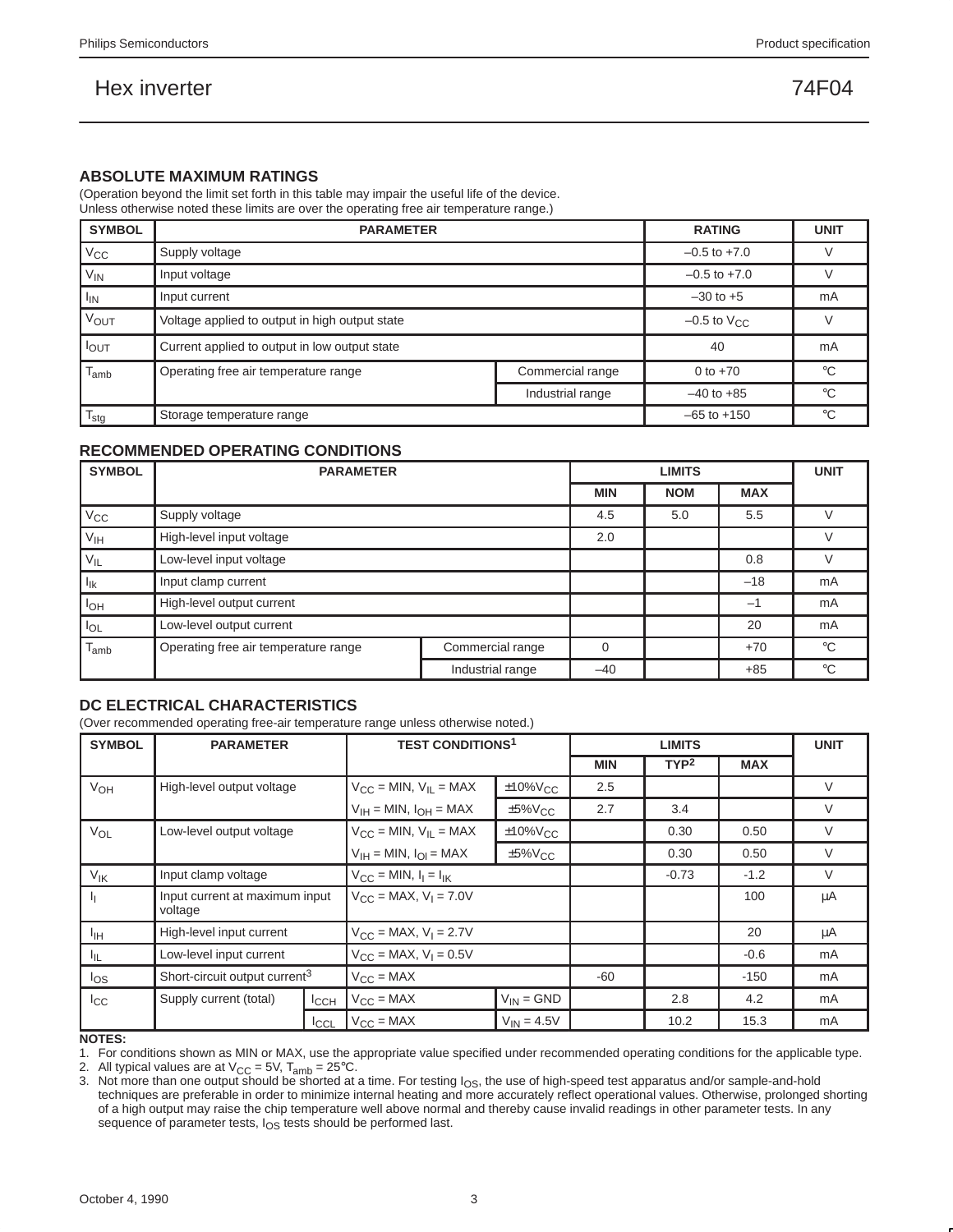## ABSOLUTE MAXIMUM RATINGS

(Operation beyond the limit set forth in this table may impair the useful life of the device.
Unless otherwise noted these limits are over the operating free air temperature range.)

| SYMBOL | PARAMETER | | RATING | UNIT |
|---|---|---|---|---|
| $V_{CC}$ | Supply voltage | | –0.5 to +7.0 | V |
| $V_{IN}$ | Input voltage | | –0.5 to +7.0 | V |
| $I_{IN}$ | Input current | | –30 to +5 | mA |
| $V_{OUT}$ | Voltage applied to output in high output state | | –0.5 to $V_{CC}$ | V |
| $I_{OUT}$ | Current applied to output in low output state | | 40 | mA |
| $T_{amb}$ | Operating free air temperature range | Commercial range | 0 to +70 | °C |
| | | Industrial range | –40 to +85 | °C |
| $T_{stg}$ | Storage temperature range | | –65 to +150 | °C |

## RECOMMENDED OPERATING CONDITIONS

| SYMBOL | PARAMETER | | LIMITS | | | UNIT |
|---|---|---|---|---|---|---|
| | | | MIN | NOM | MAX | |
| $V_{CC}$ | Supply voltage | | 4.5 | 5.0 | 5.5 | V |
| $V_{IH}$ | High-level input voltage | | 2.0 | | | V |
| $V_{IL}$ | Low-level input voltage | | | | 0.8 | V |
| $I_{Ik}$ | Input clamp current | | | | –18 | mA |
| $I_{OH}$ | High-level output current | | | | –1 | mA |
| $I_{OL}$ | Low-level output current | | | | 20 | mA |
| $T_{amb}$ | Operating free air temperature range | Commercial range | 0 | | +70 | °C |
| | | Industrial range | –40 | | +85 | °C |

## DC ELECTRICAL CHARACTERISTICS

(Over recommended operating free-air temperature range unless otherwise noted.)

| SYMBOL | PARAMETER | | TEST CONDITIONS[1] | | LIMITS | | | UNIT |
|---|---|---|---|---|---|---|---|---|
| | | | | | MIN | TYP[2] | MAX | |
| $V_{OH}$ | High-level output voltage | | $V_{CC}$ = MIN, $V_{IL}$ = MAX | ±10%$V_{CC}$ | 2.5 | | | V |
| | | | $V_{IH}$ = MIN, $I_{OH}$ = MAX | ±5%$V_{CC}$ | 2.7 | 3.4 | | V |
| $V_{OL}$ | Low-level output voltage | | $V_{CC}$ = MIN, $V_{IL}$ = MAX | ±10%$V_{CC}$ | | 0.30 | 0.50 | V |
| | | | $V_{IH}$ = MIN, $I_{Ol}$ = MAX | ±5%$V_{CC}$ | | 0.30 | 0.50 | V |
| $V_{IK}$ | Input clamp voltage | | $V_{CC}$ = MIN, $I_I$ = $I_{IK}$ | | | -0.73 | -1.2 | V |
| $I_I$ | Input current at maximum input voltage | | $V_{CC}$ = MAX, $V_I$ = 7.0V | | | | 100 | μA |
| $I_{IH}$ | High-level input current | | $V_{CC}$ = MAX, $V_I$ = 2.7V | | | | 20 | μA |
| $I_{IL}$ | Low-level input current | | $V_{CC}$ = MAX, $V_I$ = 0.5V | | | | -0.6 | mA |
| $I_{OS}$ | Short-circuit output current[3] | | $V_{CC}$ = MAX | | -60 | | -150 | mA |
| $I_{CC}$ | Supply current (total) | $I_{CCH}$ | $V_{CC}$ = MAX | $V_{IN}$ = GND | | 2.8 | 4.2 | mA |
| | | $I_{CCL}$ | $V_{CC}$ = MAX | $V_{IN}$ = 4.5V | | 10.2 | 15.3 | mA |

**NOTES:**

1. For conditions shown as MIN or MAX, use the appropriate value specified under recommended operating conditions for the applicable type.
2. All typical values are at $V_{CC}$ = 5V, $T_{amb}$ = 25°C.
3. Not more than one output should be shorted at a time. For testing $I_{OS}$, the use of high-speed test apparatus and/or sample-and-hold techniques are preferable in order to minimize internal heating and more accurately reflect operational values. Otherwise, prolonged shorting of a high output may raise the chip temperature well above normal and thereby cause invalid readings in other parameter tests. In any sequence of parameter tests, $I_{OS}$ tests should be performed last.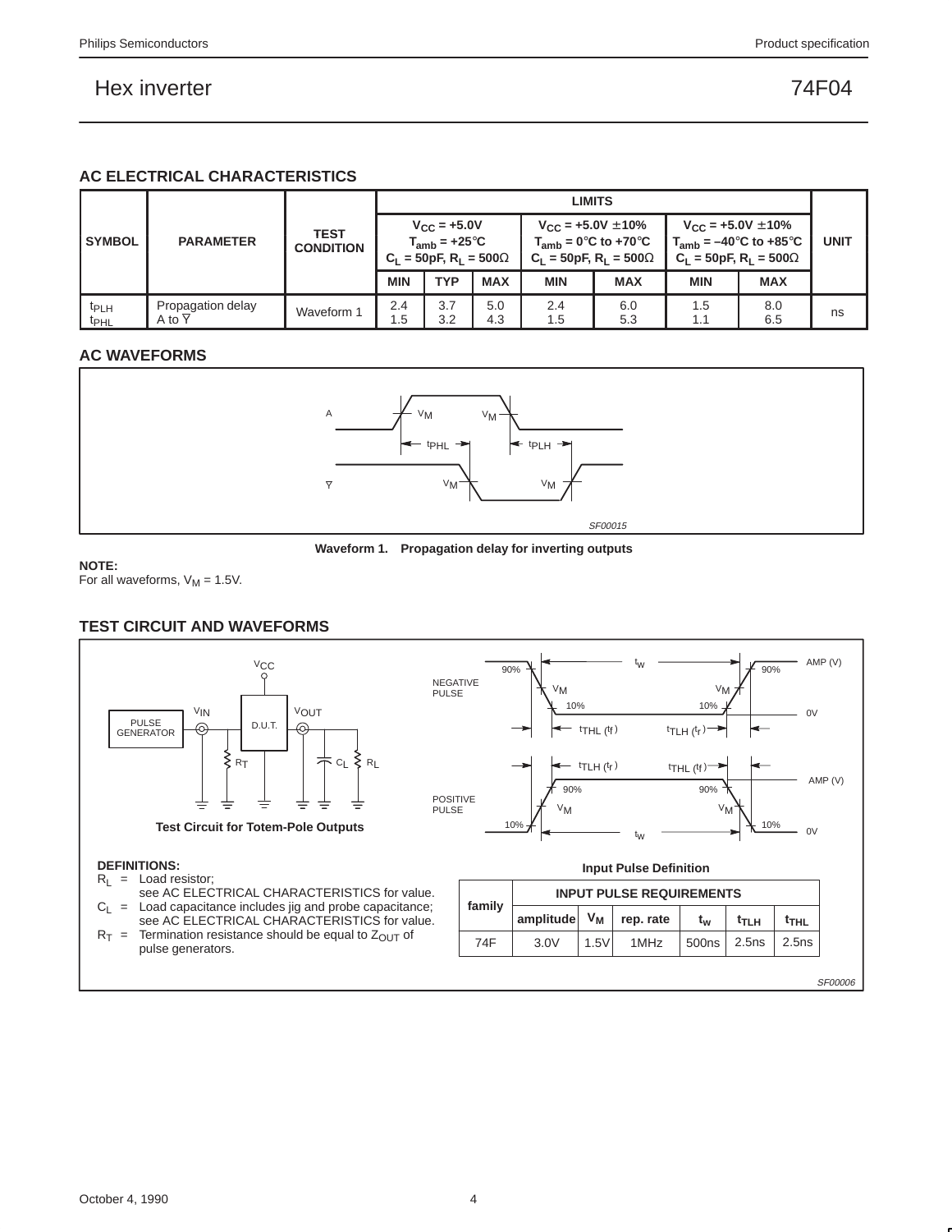# Hex inverter — 74F04

## AC ELECTRICAL CHARACTERISTICS

| SYMBOL | PARAMETER | TEST CONDITION | LIMITS | | | | | | | UNIT |
|---|---|---|---|---|---|---|---|---|---|---|
| | | | $V_{CC}$ = +5.0V, $T_{amb}$ = +25°C, $C_L$ = 50pF, $R_L$ = 500Ω | | | $V_{CC}$ = +5.0V ±10%, $T_{amb}$ = 0°C to +70°C, $C_L$ = 50pF, $R_L$ = 500Ω | | $V_{CC}$ = +5.0V ±10%, $T_{amb}$ = −40°C to +85°C, $C_L$ = 50pF, $R_L$ = 500Ω | | |
| | | | MIN | TYP | MAX | MIN | MAX | MIN | MAX | |
| $t_{PLH}$ / $t_{PHL}$ | Propagation delay A to $\overline{Y}$ | Waveform 1 | 2.4 / 1.5 | 3.7 / 3.2 | 5.0 / 4.3 | 2.4 / 1.5 | 6.0 / 5.3 | 1.5 / 1.1 | 8.0 / 6.5 | ns |

## AC WAVEFORMS

**Waveform 1. Propagation delay for inverting outputs**

**NOTE:**
For all waveforms, $V_M$ = 1.5V.

## TEST CIRCUIT AND WAVEFORMS

**Test Circuit for Totem-Pole Outputs**

**Input Pulse Definition**

**DEFINITIONS:**
- $R_L$ = Load resistor; see AC ELECTRICAL CHARACTERISTICS for value.
- $C_L$ = Load capacitance includes jig and probe capacitance; see AC ELECTRICAL CHARACTERISTICS for value.
- $R_T$ = Termination resistance should be equal to $Z_{OUT}$ of pulse generators.

| family | INPUT PULSE REQUIREMENTS | | | | | |
|---|---|---|---|---|---|---|
| | amplitude | $V_M$ | rep. rate | $t_w$ | $t_{TLH}$ | $t_{THL}$ |
| 74F | 3.0V | 1.5V | 1MHz | 500ns | 2.5ns | 2.5ns |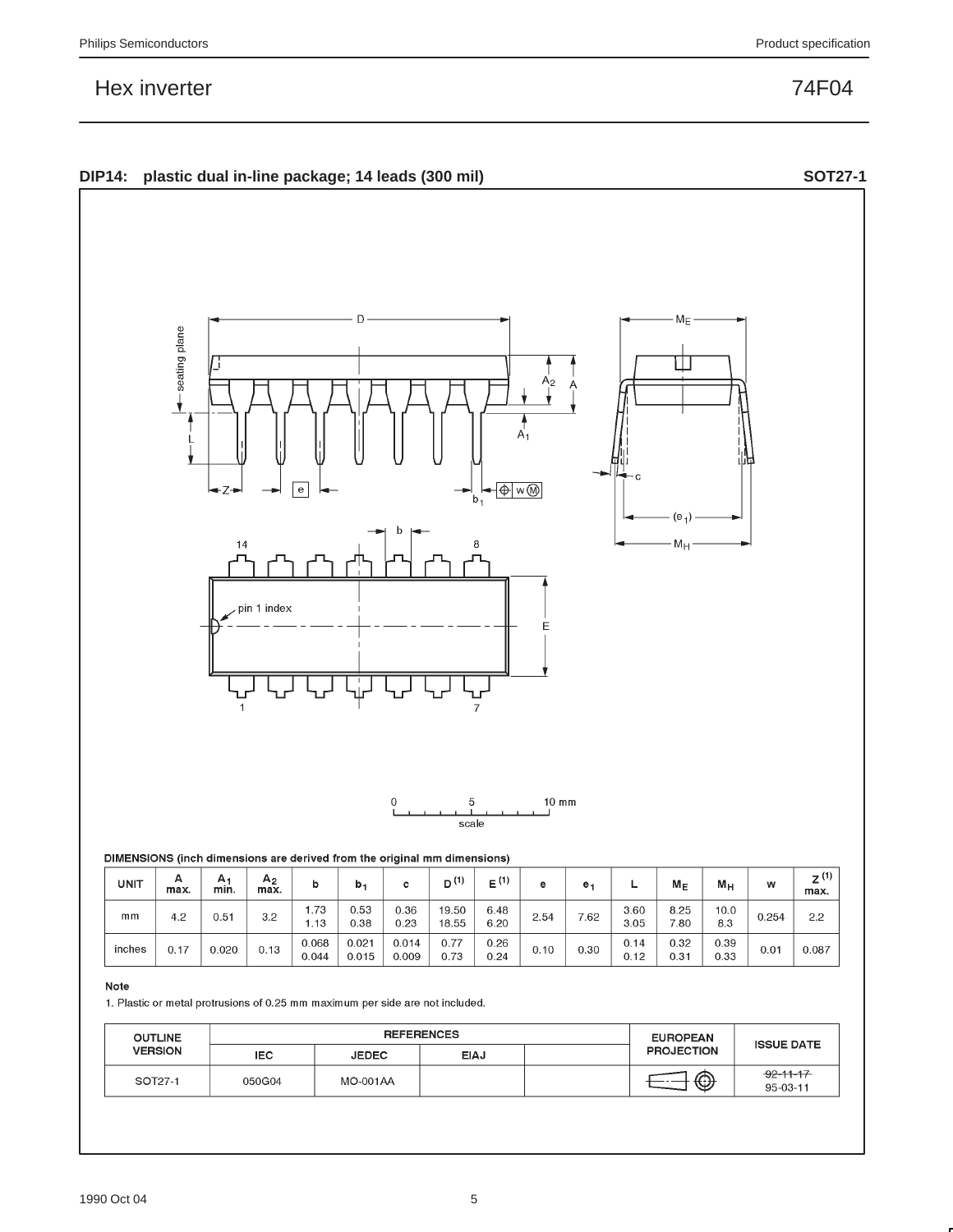## DIP14: plastic dual in-line package; 14 leads (300 mil) — SOT27-1

DIMENSIONS (inch dimensions are derived from the original mm dimensions)

| UNIT | A max. | $A_1$ min. | $A_2$ max. | b | $b_1$ | c | D [(1)] | E [(1)] | e | $e_1$ | L | $M_E$ | $M_H$ | w | Z [(1)] max. |
|---|---|---|---|---|---|---|---|---|---|---|---|---|---|---|---|
| mm | 4.2 | 0.51 | 3.2 | 1.73<br>1.13 | 0.53<br>0.38 | 0.36<br>0.23 | 19.50<br>18.55 | 6.48<br>6.20 | 2.54 | 7.62 | 3.60<br>3.05 | 8.25<br>7.80 | 10.0<br>8.3 | 0.254 | 2.2 |
| inches | 0.17 | 0.020 | 0.13 | 0.068<br>0.044 | 0.021<br>0.015 | 0.014<br>0.009 | 0.77<br>0.73 | 0.26<br>0.24 | 0.10 | 0.30 | 0.14<br>0.12 | 0.32<br>0.31 | 0.39<br>0.33 | 0.01 | 0.087 |

**Note**

1. Plastic or metal protrusions of 0.25 mm maximum per side are not included.

| OUTLINE VERSION | REFERENCES | | | | EUROPEAN PROJECTION | ISSUE DATE |
|---|---|---|---|---|---|---|
| | IEC | JEDEC | EIAJ | | | |
| SOT27-1 | 050G04 | MO-001AA | | | | ~~92-11-17~~<br>95-03-11 |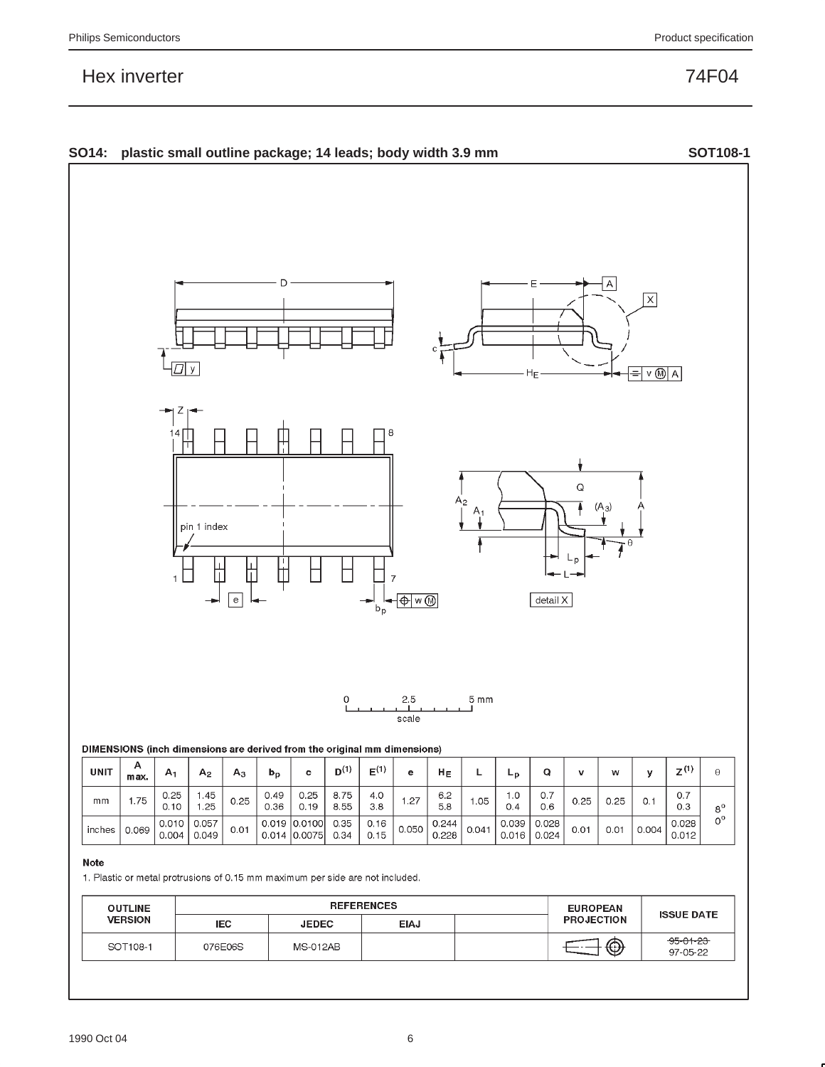## SO14: plastic small outline package; 14 leads; body width 3.9 mm — SOT108-1

DIMENSIONS (inch dimensions are derived from the original mm dimensions)

| UNIT | A max. | $A_1$ | $A_2$ | $A_3$ | $b_p$ | c | $D^{(1)}$ | $E^{(1)}$ | e | $H_E$ | L | $L_p$ | Q | v | w | y | $Z^{(1)}$ | θ |
|---|---|---|---|---|---|---|---|---|---|---|---|---|---|---|---|---|---|---|
| mm | 1.75 | 0.25<br>0.10 | 1.45<br>1.25 | 0.25 | 0.49<br>0.36 | 0.25<br>0.19 | 8.75<br>8.55 | 4.0<br>3.8 | 1.27 | 6.2<br>5.8 | 1.05 | 1.0<br>0.4 | 0.7<br>0.6 | 0.25 | 0.25 | 0.1 | 0.7<br>0.3 | 8°<br>0° |
| inches | 0.069 | 0.010<br>0.004 | 0.057<br>0.049 | 0.01 | 0.019<br>0.014 | 0.0100<br>0.0075 | 0.35<br>0.34 | 0.16<br>0.15 | 0.050 | 0.244<br>0.228 | 0.041 | 0.039<br>0.016 | 0.028<br>0.024 | 0.01 | 0.01 | 0.004 | 0.028<br>0.012 | |

**Note**

1. Plastic or metal protrusions of 0.15 mm maximum per side are not included.

| OUTLINE VERSION | REFERENCES | | | | EUROPEAN PROJECTION | ISSUE DATE |
|---|---|---|---|---|---|---|
| | IEC | JEDEC | EIAJ | | | |
| SOT108-1 | 076E06S | MS-012AB | | | | ~~95-01-23~~<br>97-05-22 |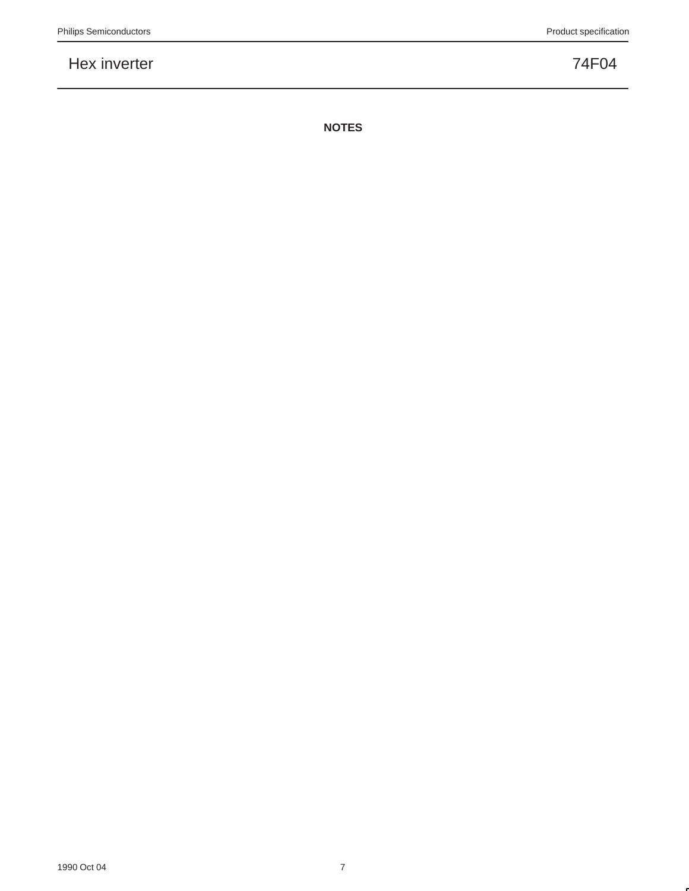**NOTES**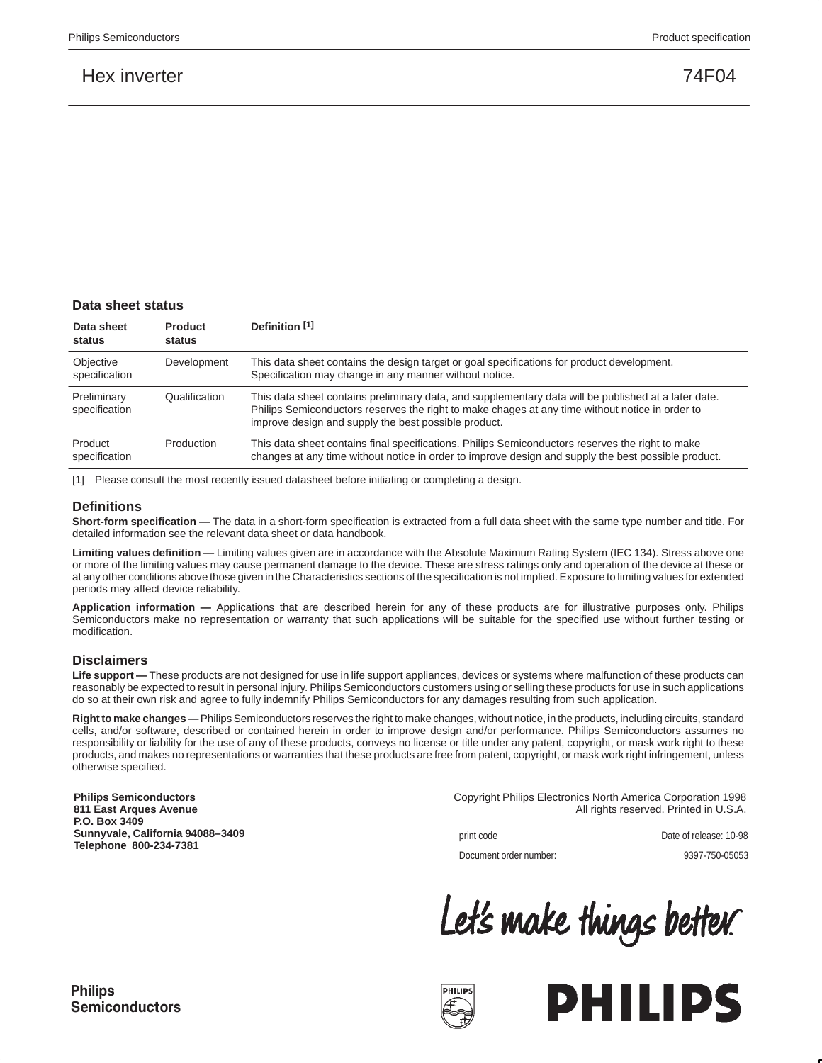# Hex inverter 74F04

## Data sheet status

| Data sheet status | Product status | Definition [1] |
|---|---|---|
| Objective specification | Development | This data sheet contains the design target or goal specifications for product development. Specification may change in any manner without notice. |
| Preliminary specification | Qualification | This data sheet contains preliminary data, and supplementary data will be published at a later date. Philips Semiconductors reserves the right to make chages at any time without notice in order to improve design and supply the best possible product. |
| Product specification | Production | This data sheet contains final specifications. Philips Semiconductors reserves the right to make changes at any time without notice in order to improve design and supply the best possible product. |

[1] Please consult the most recently issued datasheet before initiating or completing a design.

## Definitions

**Short-form specification —** The data in a short-form specification is extracted from a full data sheet with the same type number and title. For detailed information see the relevant data sheet or data handbook.

**Limiting values definition —** Limiting values given are in accordance with the Absolute Maximum Rating System (IEC 134). Stress above one or more of the limiting values may cause permanent damage to the device. These are stress ratings only and operation of the device at these or at any other conditions above those given in the Characteristics sections of the specification is not implied. Exposure to limiting values for extended periods may affect device reliability.

**Application information —** Applications that are described herein for any of these products are for illustrative purposes only. Philips Semiconductors make no representation or warranty that such applications will be suitable for the specified use without further testing or modification.

## Disclaimers

**Life support —** These products are not designed for use in life support appliances, devices or systems where malfunction of these products can reasonably be expected to result in personal injury. Philips Semiconductors customers using or selling these products for use in such applications do so at their own risk and agree to fully indemnify Philips Semiconductors for any damages resulting from such application.

**Right to make changes —** Philips Semiconductors reserves the right to make changes, without notice, in the products, including circuits, standard cells, and/or software, described or contained herein in order to improve design and/or performance. Philips Semiconductors assumes no responsibility or liability for the use of any of these products, conveys no license or title under any patent, copyright, or mask work right to these products, and makes no representations or warranties that these products are free from patent, copyright, or mask work right infringement, unless otherwise specified.

**Philips Semiconductors**
**811 East Arques Avenue**
**P.O. Box 3409**
**Sunnyvale, California 94088–3409**
**Telephone 800-234-7381**

Copyright Philips Electronics North America Corporation 1998
All rights reserved. Printed in U.S.A.

print code Date of release: 10-98

Document order number: 9397-750-05053

Let's make things better.

Philips Semiconductors

PHILIPS